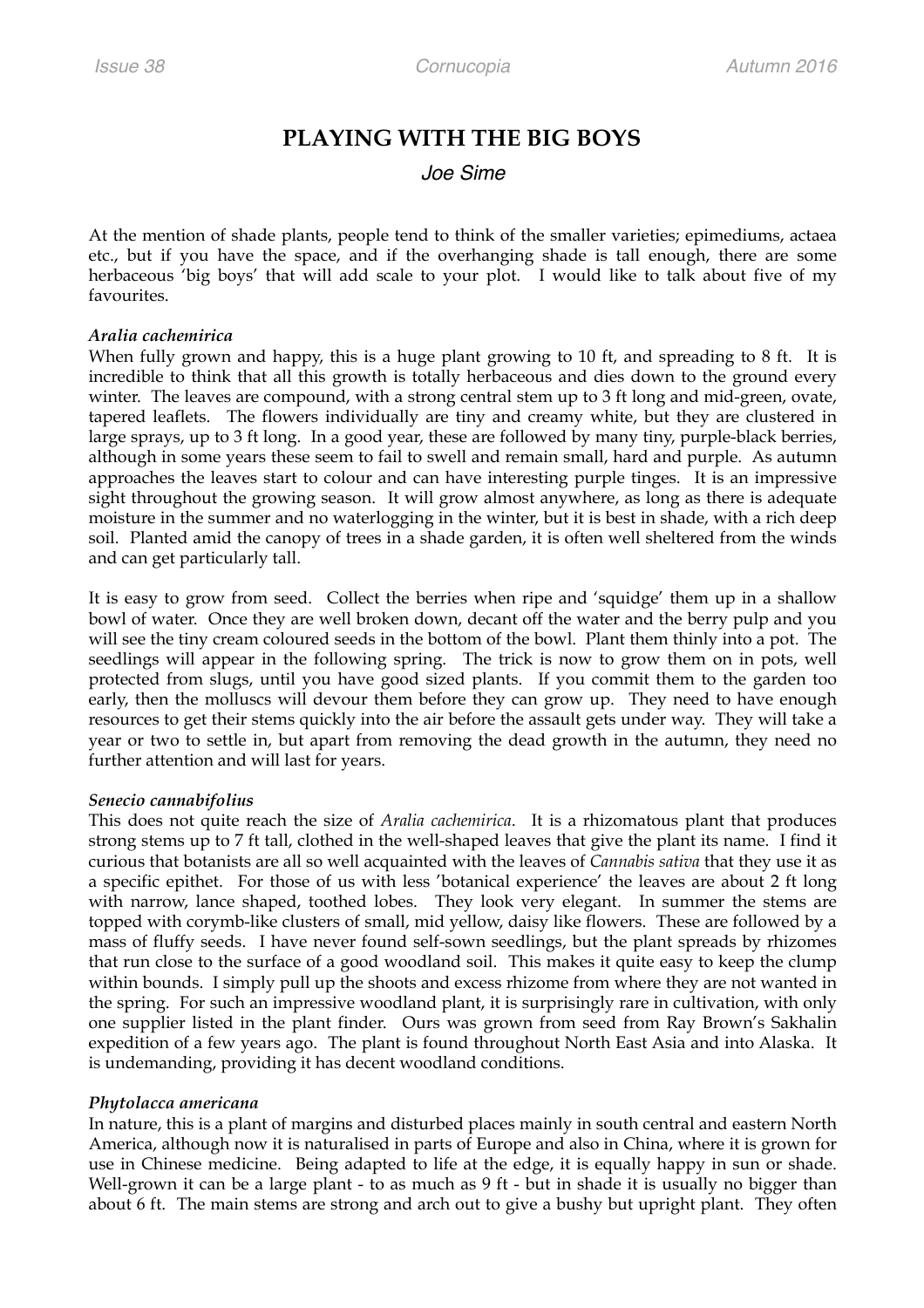# PLAYING WITH THE BIG BOYS

*Joe Sime*

At the mention of shade plants, people tend to think of the smaller varieties; epimediums, actaea etc., but if you have the space, and if the overhanging shade is tall enough, there are some herbaceous 'big boys' that will add scale to your plot. I would like to talk about five of my favourites.

***Aralia cachemirica***

When fully grown and happy, this is a huge plant growing to 10 ft, and spreading to 8 ft. It is incredible to think that all this growth is totally herbaceous and dies down to the ground every winter. The leaves are compound, with a strong central stem up to 3 ft long and mid-green, ovate, tapered leaflets. The flowers individually are tiny and creamy white, but they are clustered in large sprays, up to 3 ft long. In a good year, these are followed by many tiny, purple-black berries, although in some years these seem to fail to swell and remain small, hard and purple. As autumn approaches the leaves start to colour and can have interesting purple tinges. It is an impressive sight throughout the growing season. It will grow almost anywhere, as long as there is adequate moisture in the summer and no waterlogging in the winter, but it is best in shade, with a rich deep soil. Planted amid the canopy of trees in a shade garden, it is often well sheltered from the winds and can get particularly tall.

It is easy to grow from seed. Collect the berries when ripe and 'squidge' them up in a shallow bowl of water. Once they are well broken down, decant off the water and the berry pulp and you will see the tiny cream coloured seeds in the bottom of the bowl. Plant them thinly into a pot. The seedlings will appear in the following spring. The trick is now to grow them on in pots, well protected from slugs, until you have good sized plants. If you commit them to the garden too early, then the molluscs will devour them before they can grow up. They need to have enough resources to get their stems quickly into the air before the assault gets under way. They will take a year or two to settle in, but apart from removing the dead growth in the autumn, they need no further attention and will last for years.

***Senecio cannabifolius***

This does not quite reach the size of *Aralia cachemirica*. It is a rhizomatous plant that produces strong stems up to 7 ft tall, clothed in the well-shaped leaves that give the plant its name. I find it curious that botanists are all so well acquainted with the leaves of *Cannabis sativa* that they use it as a specific epithet. For those of us with less 'botanical experience' the leaves are about 2 ft long with narrow, lance shaped, toothed lobes. They look very elegant. In summer the stems are topped with corymb-like clusters of small, mid yellow, daisy like flowers. These are followed by a mass of fluffy seeds. I have never found self-sown seedlings, but the plant spreads by rhizomes that run close to the surface of a good woodland soil. This makes it quite easy to keep the clump within bounds. I simply pull up the shoots and excess rhizome from where they are not wanted in the spring. For such an impressive woodland plant, it is surprisingly rare in cultivation, with only one supplier listed in the plant finder. Ours was grown from seed from Ray Brown's Sakhalin expedition of a few years ago. The plant is found throughout North East Asia and into Alaska. It is undemanding, providing it has decent woodland conditions.

***Phytolacca americana***

In nature, this is a plant of margins and disturbed places mainly in south central and eastern North America, although now it is naturalised in parts of Europe and also in China, where it is grown for use in Chinese medicine. Being adapted to life at the edge, it is equally happy in sun or shade. Well-grown it can be a large plant - to as much as 9 ft - but in shade it is usually no bigger than about 6 ft. The main stems are strong and arch out to give a bushy but upright plant. They often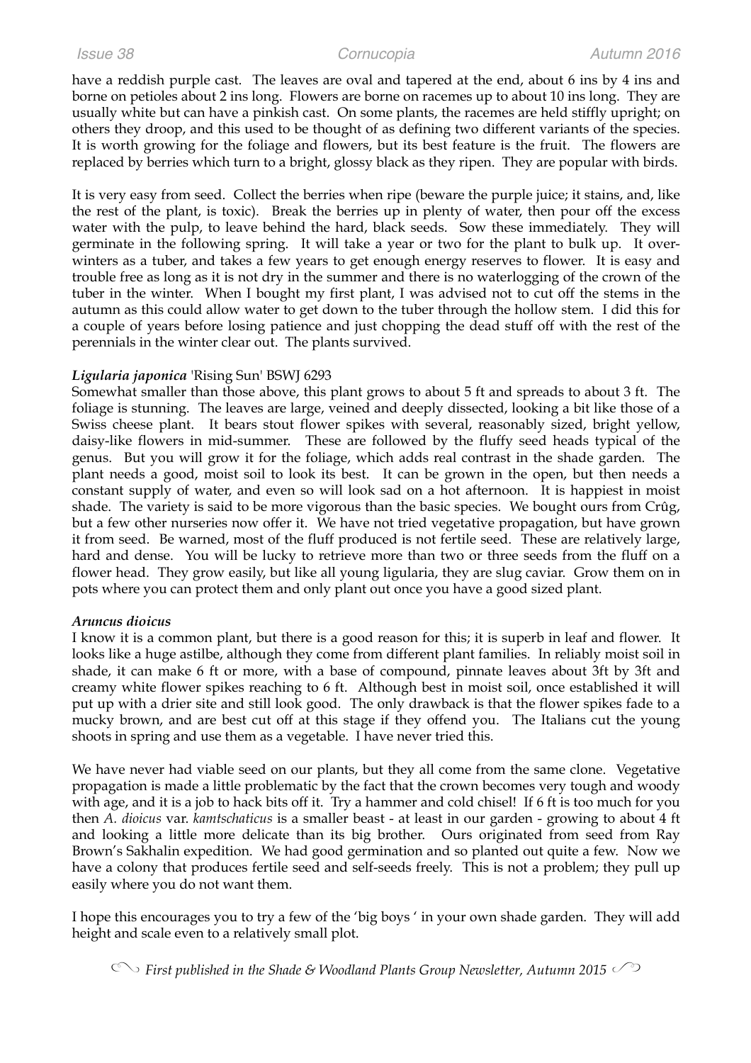have a reddish purple cast. The leaves are oval and tapered at the end, about 6 ins by 4 ins and borne on petioles about 2 ins long. Flowers are borne on racemes up to about 10 ins long. They are usually white but can have a pinkish cast. On some plants, the racemes are held stiffly upright; on others they droop, and this used to be thought of as defining two different variants of the species. It is worth growing for the foliage and flowers, but its best feature is the fruit. The flowers are replaced by berries which turn to a bright, glossy black as they ripen. They are popular with birds.

It is very easy from seed. Collect the berries when ripe (beware the purple juice; it stains, and, like the rest of the plant, is toxic). Break the berries up in plenty of water, then pour off the excess water with the pulp, to leave behind the hard, black seeds. Sow these immediately. They will germinate in the following spring. It will take a year or two for the plant to bulk up. It over-winters as a tuber, and takes a few years to get enough energy reserves to flower. It is easy and trouble free as long as it is not dry in the summer and there is no waterlogging of the crown of the tuber in the winter. When I bought my first plant, I was advised not to cut off the stems in the autumn as this could allow water to get down to the tuber through the hollow stem. I did this for a couple of years before losing patience and just chopping the dead stuff off with the rest of the perennials in the winter clear out. The plants survived.

***Ligularia japonica*** 'Rising Sun' BSWJ 6293

Somewhat smaller than those above, this plant grows to about 5 ft and spreads to about 3 ft. The foliage is stunning. The leaves are large, veined and deeply dissected, looking a bit like those of a Swiss cheese plant. It bears stout flower spikes with several, reasonably sized, bright yellow, daisy-like flowers in mid-summer. These are followed by the fluffy seed heads typical of the genus. But you will grow it for the foliage, which adds real contrast in the shade garden. The plant needs a good, moist soil to look its best. It can be grown in the open, but then needs a constant supply of water, and even so will look sad on a hot afternoon. It is happiest in moist shade. The variety is said to be more vigorous than the basic species. We bought ours from Crûg, but a few other nurseries now offer it. We have not tried vegetative propagation, but have grown it from seed. Be warned, most of the fluff produced is not fertile seed. These are relatively large, hard and dense. You will be lucky to retrieve more than two or three seeds from the fluff on a flower head. They grow easily, but like all young ligularia, they are slug caviar. Grow them on in pots where you can protect them and only plant out once you have a good sized plant.

***Aruncus dioicus***

I know it is a common plant, but there is a good reason for this; it is superb in leaf and flower. It looks like a huge astilbe, although they come from different plant families. In reliably moist soil in shade, it can make 6 ft or more, with a base of compound, pinnate leaves about 3ft by 3ft and creamy white flower spikes reaching to 6 ft. Although best in moist soil, once established it will put up with a drier site and still look good. The only drawback is that the flower spikes fade to a mucky brown, and are best cut off at this stage if they offend you. The Italians cut the young shoots in spring and use them as a vegetable. I have never tried this.

We have never had viable seed on our plants, but they all come from the same clone. Vegetative propagation is made a little problematic by the fact that the crown becomes very tough and woody with age, and it is a job to hack bits off it. Try a hammer and cold chisel! If 6 ft is too much for you then *A. dioicus* var. *kamtschaticus* is a smaller beast - at least in our garden - growing to about 4 ft and looking a little more delicate than its big brother. Ours originated from seed from Ray Brown's Sakhalin expedition. We had good germination and so planted out quite a few. Now we have a colony that produces fertile seed and self-seeds freely. This is not a problem; they pull up easily where you do not want them.

I hope this encourages you to try a few of the 'big boys ' in your own shade garden. They will add height and scale even to a relatively small plot.

*First published in the Shade & Woodland Plants Group Newsletter, Autumn 2015*